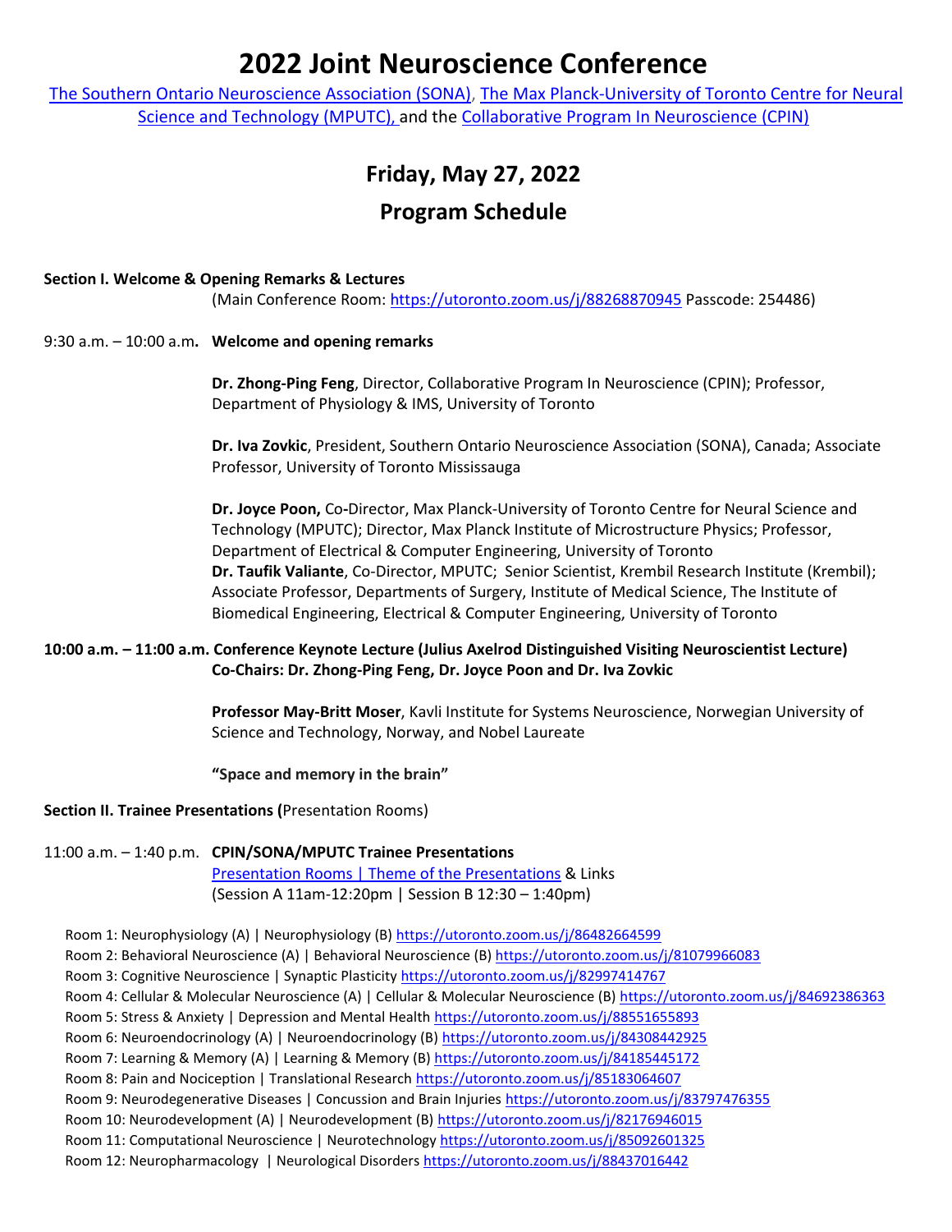# 2022 Joint Neuroscience Conference

The Southern Ontario Neuroscience Association (SONA), The Max Planck-University of Toronto Centre for Neural Science and Technology (MPUTC), and the Collaborative Program In Neuroscience (CPIN)

## Friday, May 27, 2022

## Program Schedule

**Section I. Welcome & Opening Remarks & Lectures**

(Main Conference Room: https://utoronto.zoom.us/j/88268870945 Passcode: 254486)

9:30 a.m. – 10:00 a.m**. Welcome and opening remarks**

**Dr. Zhong-Ping Feng**, Director, Collaborative Program In Neuroscience (CPIN); Professor, Department of Physiology & IMS, University of Toronto

**Dr. Iva Zovkic**, President, Southern Ontario Neuroscience Association (SONA), Canada; Associate Professor, University of Toronto Mississauga

**Dr. Joyce Poon,** Co-Director, Max Planck-University of Toronto Centre for Neural Science and Technology (MPUTC); Director, Max Planck Institute of Microstructure Physics; Professor, Department of Electrical & Computer Engineering, University of Toronto

**Dr. Taufik Valiante**, Co-Director, MPUTC; Senior Scientist, Krembil Research Institute (Krembil); Associate Professor, Departments of Surgery, Institute of Medical Science, The Institute of Biomedical Engineering, Electrical & Computer Engineering, University of Toronto

**10:00 a.m. – 11:00 a.m. Conference Keynote Lecture (Julius Axelrod Distinguished Visiting Neuroscientist Lecture)**
**Co-Chairs: Dr. Zhong-Ping Feng, Dr. Joyce Poon and Dr. Iva Zovkic**

**Professor May-Britt Moser**, Kavli Institute for Systems Neuroscience, Norwegian University of Science and Technology, Norway, and Nobel Laureate

**"Space and memory in the brain"**

**Section II. Trainee Presentations (**Presentation Rooms)

11:00 a.m. – 1:40 p.m. **CPIN/SONA/MPUTC Trainee Presentations**
Presentation Rooms | Theme of the Presentations & Links
(Session A 11am-12:20pm | Session B 12:30 – 1:40pm)

Room 1: Neurophysiology (A) | Neurophysiology (B) https://utoronto.zoom.us/j/86482664599
Room 2: Behavioral Neuroscience (A) | Behavioral Neuroscience (B) https://utoronto.zoom.us/j/81079966083
Room 3: Cognitive Neuroscience | Synaptic Plasticity https://utoronto.zoom.us/j/82997414767
Room 4: Cellular & Molecular Neuroscience (A) | Cellular & Molecular Neuroscience (B) https://utoronto.zoom.us/j/84692386363
Room 5: Stress & Anxiety | Depression and Mental Health https://utoronto.zoom.us/j/88551655893
Room 6: Neuroendocrinology (A) | Neuroendocrinology (B) https://utoronto.zoom.us/j/84308442925
Room 7: Learning & Memory (A) | Learning & Memory (B) https://utoronto.zoom.us/j/84185445172
Room 8: Pain and Nociception | Translational Research https://utoronto.zoom.us/j/85183064607
Room 9: Neurodegenerative Diseases | Concussion and Brain Injuries https://utoronto.zoom.us/j/83797476355
Room 10: Neurodevelopment (A) | Neurodevelopment (B) https://utoronto.zoom.us/j/82176946015
Room 11: Computational Neuroscience | Neurotechnology https://utoronto.zoom.us/j/85092601325
Room 12: Neuropharmacology | Neurological Disorders https://utoronto.zoom.us/j/88437016442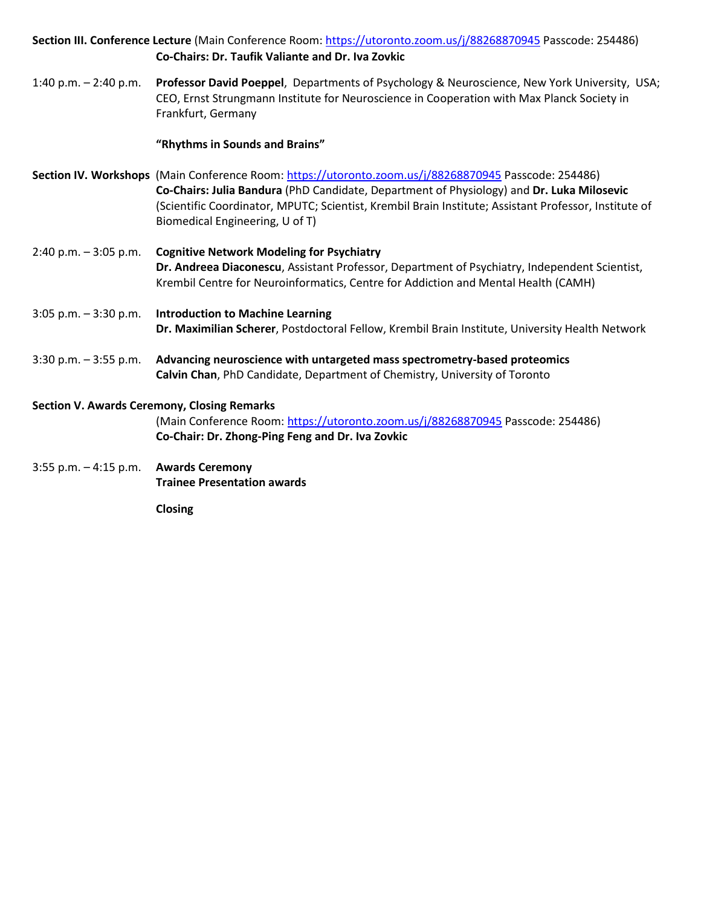**Section III. Conference Lecture** (Main Conference Room: https://utoronto.zoom.us/j/88268870945 Passcode: 254486)
**Co-Chairs: Dr. Taufik Valiante and Dr. Iva Zovkic**

1:40 p.m. – 2:40 p.m. **Professor David Poeppel**, Departments of Psychology & Neuroscience, New York University, USA; CEO, Ernst Strungmann Institute for Neuroscience in Cooperation with Max Planck Society in Frankfurt, Germany

**"Rhythms in Sounds and Brains"**

**Section IV. Workshops** (Main Conference Room: https://utoronto.zoom.us/j/88268870945 Passcode: 254486)
**Co-Chairs: Julia Bandura** (PhD Candidate, Department of Physiology) and **Dr. Luka Milosevic** (Scientific Coordinator, MPUTC; Scientist, Krembil Brain Institute; Assistant Professor, Institute of Biomedical Engineering, U of T)

2:40 p.m. – 3:05 p.m. **Cognitive Network Modeling for Psychiatry**
**Dr. Andreea Diaconescu**, Assistant Professor, Department of Psychiatry, Independent Scientist, Krembil Centre for Neuroinformatics, Centre for Addiction and Mental Health (CAMH)

3:05 p.m. – 3:30 p.m. **Introduction to Machine Learning**
**Dr. Maximilian Scherer**, Postdoctoral Fellow, Krembil Brain Institute, University Health Network

3:30 p.m. – 3:55 p.m. **Advancing neuroscience with untargeted mass spectrometry-based proteomics**
**Calvin Chan**, PhD Candidate, Department of Chemistry, University of Toronto

**Section V. Awards Ceremony, Closing Remarks**
(Main Conference Room: https://utoronto.zoom.us/j/88268870945 Passcode: 254486)
**Co-Chair: Dr. Zhong-Ping Feng and Dr. Iva Zovkic**

3:55 p.m. – 4:15 p.m. **Awards Ceremony**
**Trainee Presentation awards**

**Closing**